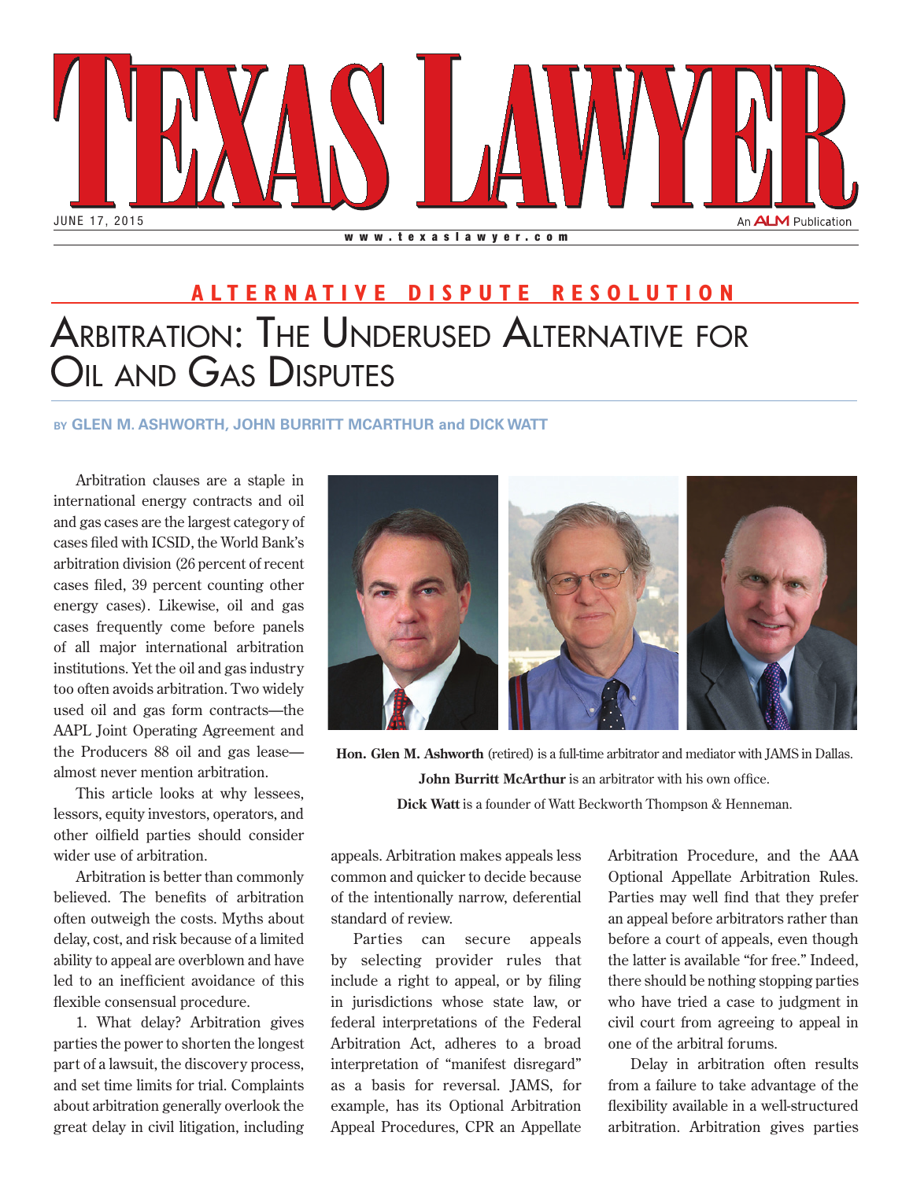# TEXAS LAWYER

JUNE 17, 2015

## ALTERNATIVE DISPUTE RESOLUTION

# Arbitration: The Underused Alternative for Oil and Gas Disputes

BY **GLEN M. ASHWORTH, JOHN BURRITT MCARTHUR and DICK WATT**

**Hon. Glen M. Ashworth** (retired) is a full-time arbitrator and mediator with JAMS in Dallas.

**John Burritt McArthur** is an arbitrator with his own office.

**Dick Watt** is a founder of Watt Beckworth Thompson & Henneman.

Arbitration clauses are a staple in international energy contracts and oil and gas cases are the largest category of cases filed with ICSID, the World Bank's arbitration division (26 percent of recent cases filed, 39 percent counting other energy cases). Likewise, oil and gas cases frequently come before panels of all major international arbitration institutions. Yet the oil and gas industry too often avoids arbitration. Two widely used oil and gas form contracts—the AAPL Joint Operating Agreement and the Producers 88 oil and gas lease—almost never mention arbitration.

This article looks at why lessees, lessors, equity investors, operators, and other oilfield parties should consider wider use of arbitration.

Arbitration is better than commonly believed. The benefits of arbitration often outweigh the costs. Myths about delay, cost, and risk because of a limited ability to appeal are overblown and have led to an inefficient avoidance of this flexible consensual procedure.

1. What delay? Arbitration gives parties the power to shorten the longest part of a lawsuit, the discovery process, and set time limits for trial. Complaints about arbitration generally overlook the great delay in civil litigation, including appeals. Arbitration makes appeals less common and quicker to decide because of the intentionally narrow, deferential standard of review.

Parties can secure appeals by selecting provider rules that include a right to appeal, or by filing in jurisdictions whose state law, or federal interpretations of the Federal Arbitration Act, adheres to a broad interpretation of "manifest disregard" as a basis for reversal. JAMS, for example, has its Optional Arbitration Appeal Procedures, CPR an Appellate Arbitration Procedure, and the AAA Optional Appellate Arbitration Rules. Parties may well find that they prefer an appeal before arbitrators rather than before a court of appeals, even though the latter is available "for free." Indeed, there should be nothing stopping parties who have tried a case to judgment in civil court from agreeing to appeal in one of the arbitral forums.

Delay in arbitration often results from a failure to take advantage of the flexibility available in a well-structured arbitration. Arbitration gives parties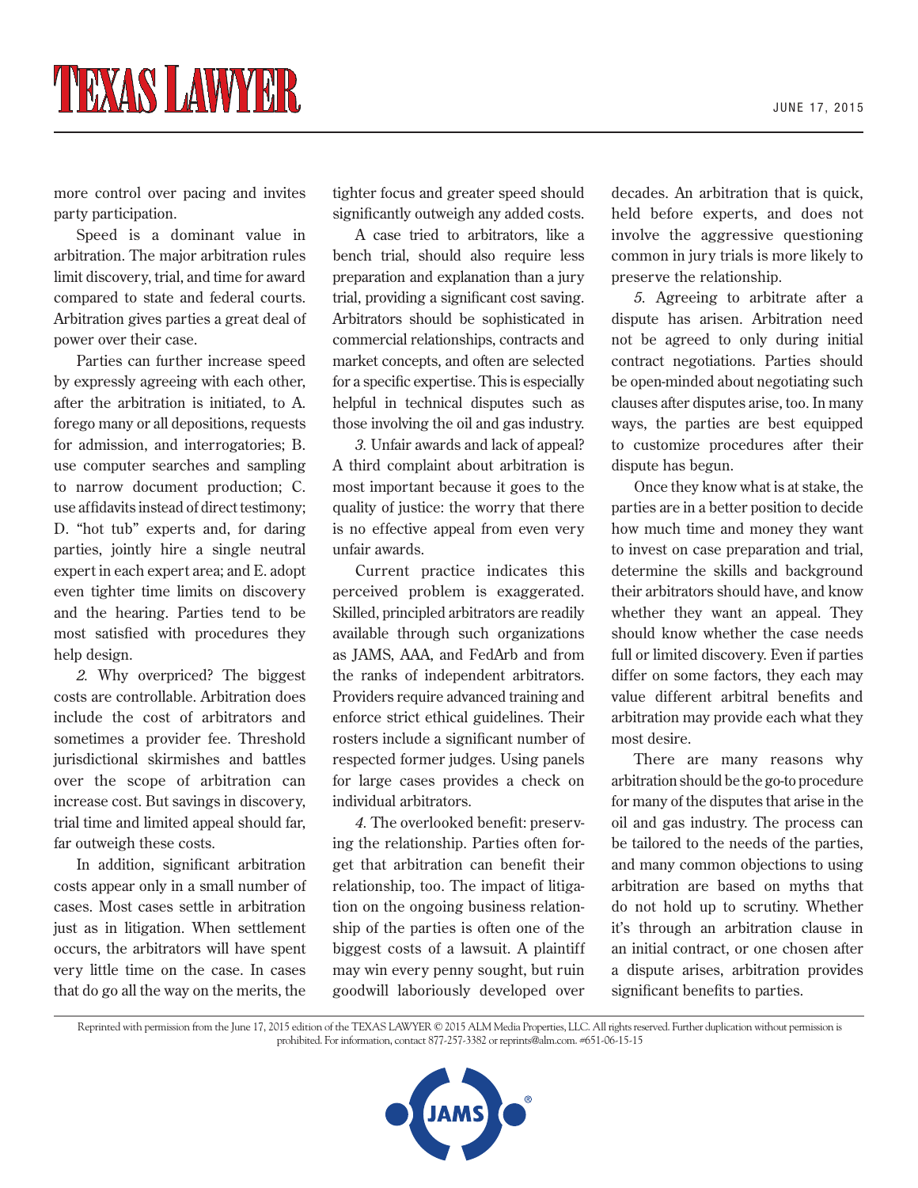more control over pacing and invites party participation.

Speed is a dominant value in arbitration. The major arbitration rules limit discovery, trial, and time for award compared to state and federal courts. Arbitration gives parties a great deal of power over their case.

Parties can further increase speed by expressly agreeing with each other, after the arbitration is initiated, to A. forego many or all depositions, requests for admission, and interrogatories; B. use computer searches and sampling to narrow document production; C. use affidavits instead of direct testimony; D. "hot tub" experts and, for daring parties, jointly hire a single neutral expert in each expert area; and E. adopt even tighter time limits on discovery and the hearing. Parties tend to be most satisfied with procedures they help design.

*2.* Why overpriced? The biggest costs are controllable. Arbitration does include the cost of arbitrators and sometimes a provider fee. Threshold jurisdictional skirmishes and battles over the scope of arbitration can increase cost. But savings in discovery, trial time and limited appeal should far, far outweigh these costs.

In addition, significant arbitration costs appear only in a small number of cases. Most cases settle in arbitration just as in litigation. When settlement occurs, the arbitrators will have spent very little time on the case. In cases that do go all the way on the merits, the tighter focus and greater speed should significantly outweigh any added costs.

A case tried to arbitrators, like a bench trial, should also require less preparation and explanation than a jury trial, providing a significant cost saving. Arbitrators should be sophisticated in commercial relationships, contracts and market concepts, and often are selected for a specific expertise. This is especially helpful in technical disputes such as those involving the oil and gas industry.

*3.* Unfair awards and lack of appeal? A third complaint about arbitration is most important because it goes to the quality of justice: the worry that there is no effective appeal from even very unfair awards.

Current practice indicates this perceived problem is exaggerated. Skilled, principled arbitrators are readily available through such organizations as JAMS, AAA, and FedArb and from the ranks of independent arbitrators. Providers require advanced training and enforce strict ethical guidelines. Their rosters include a significant number of respected former judges. Using panels for large cases provides a check on individual arbitrators.

*4.* The overlooked benefit: preserving the relationship. Parties often forget that arbitration can benefit their relationship, too. The impact of litigation on the ongoing business relationship of the parties is often one of the biggest costs of a lawsuit. A plaintiff may win every penny sought, but ruin goodwill laboriously developed over decades. An arbitration that is quick, held before experts, and does not involve the aggressive questioning common in jury trials is more likely to preserve the relationship.

*5.* Agreeing to arbitrate after a dispute has arisen. Arbitration need not be agreed to only during initial contract negotiations. Parties should be open-minded about negotiating such clauses after disputes arise, too. In many ways, the parties are best equipped to customize procedures after their dispute has begun.

Once they know what is at stake, the parties are in a better position to decide how much time and money they want to invest on case preparation and trial, determine the skills and background their arbitrators should have, and know whether they want an appeal. They should know whether the case needs full or limited discovery. Even if parties differ on some factors, they each may value different arbitral benefits and arbitration may provide each what they most desire.

There are many reasons why arbitration should be the go-to procedure for many of the disputes that arise in the oil and gas industry. The process can be tailored to the needs of the parties, and many common objections to using arbitration are based on myths that do not hold up to scrutiny. Whether it's through an arbitration clause in an initial contract, or one chosen after a dispute arises, arbitration provides significant benefits to parties.

Reprinted with permission from the June 17, 2015 edition of the TEXAS LAWYER © 2015 ALM Media Properties, LLC. All rights reserved. Further duplication without permission is prohibited. For information, contact 877-257-3382 or reprints@alm.com. #651-06-15-15

JAMS®